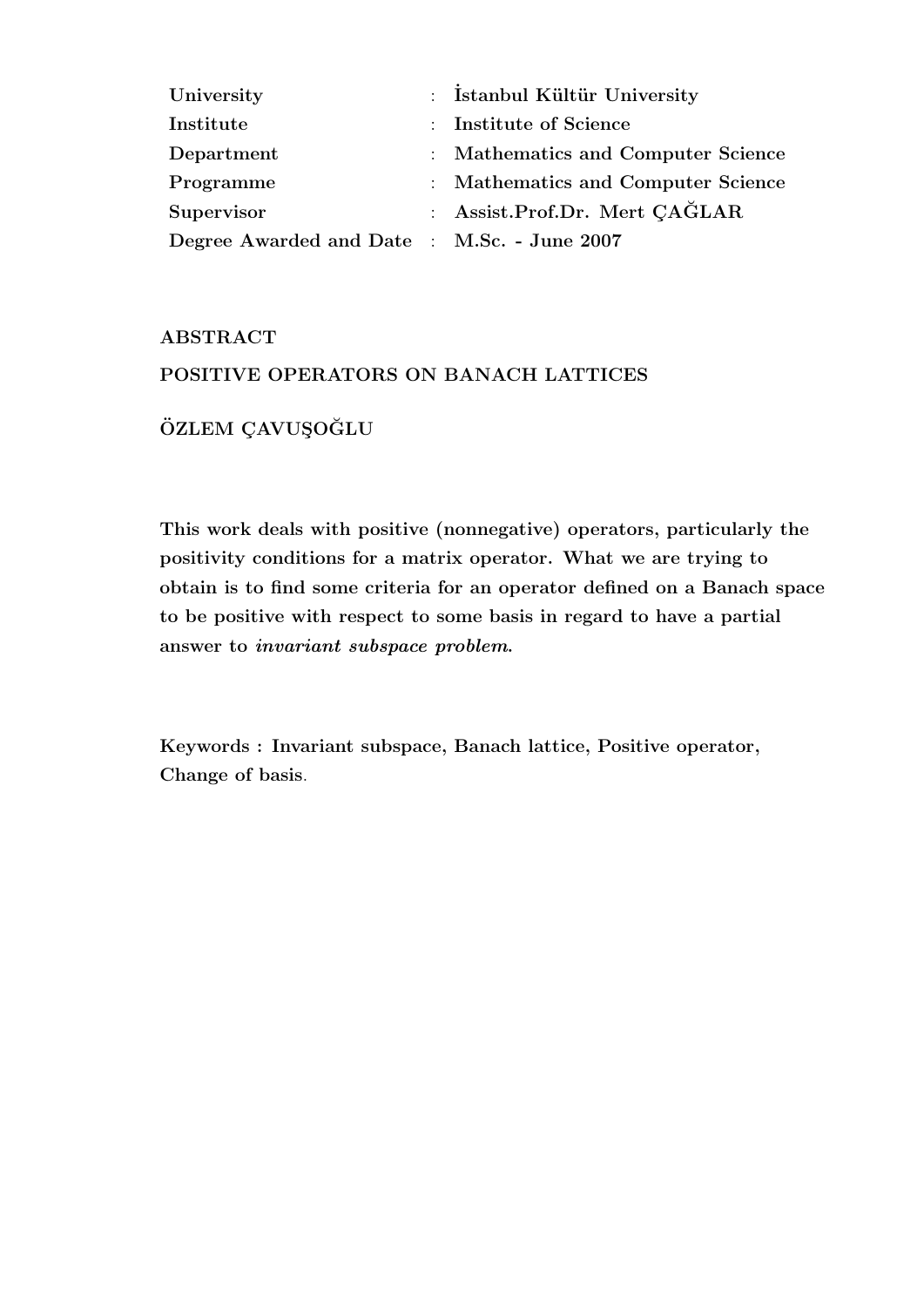| | |
|---|---|
| **University** | : **İstanbul Kültür University** |
| **Institute** | : **Institute of Science** |
| **Department** | : **Mathematics and Computer Science** |
| **Programme** | : **Mathematics and Computer Science** |
| **Supervisor** | : **Assist.Prof.Dr. Mert ÇAĞLAR** |
| **Degree Awarded and Date** | : **M.Sc. - June 2007** |

## ABSTRACT

## POSITIVE OPERATORS ON BANACH LATTICES

**ÖZLEM ÇAVUŞOĞLU**

**This work deals with positive (nonnegative) operators, particularly the positivity conditions for a matrix operator. What we are trying to obtain is to find some criteria for an operator defined on a Banach space to be positive with respect to some basis in regard to have a partial answer to *invariant subspace problem*.**

**Keywords : Invariant subspace, Banach lattice, Positive operator, Change of basis.**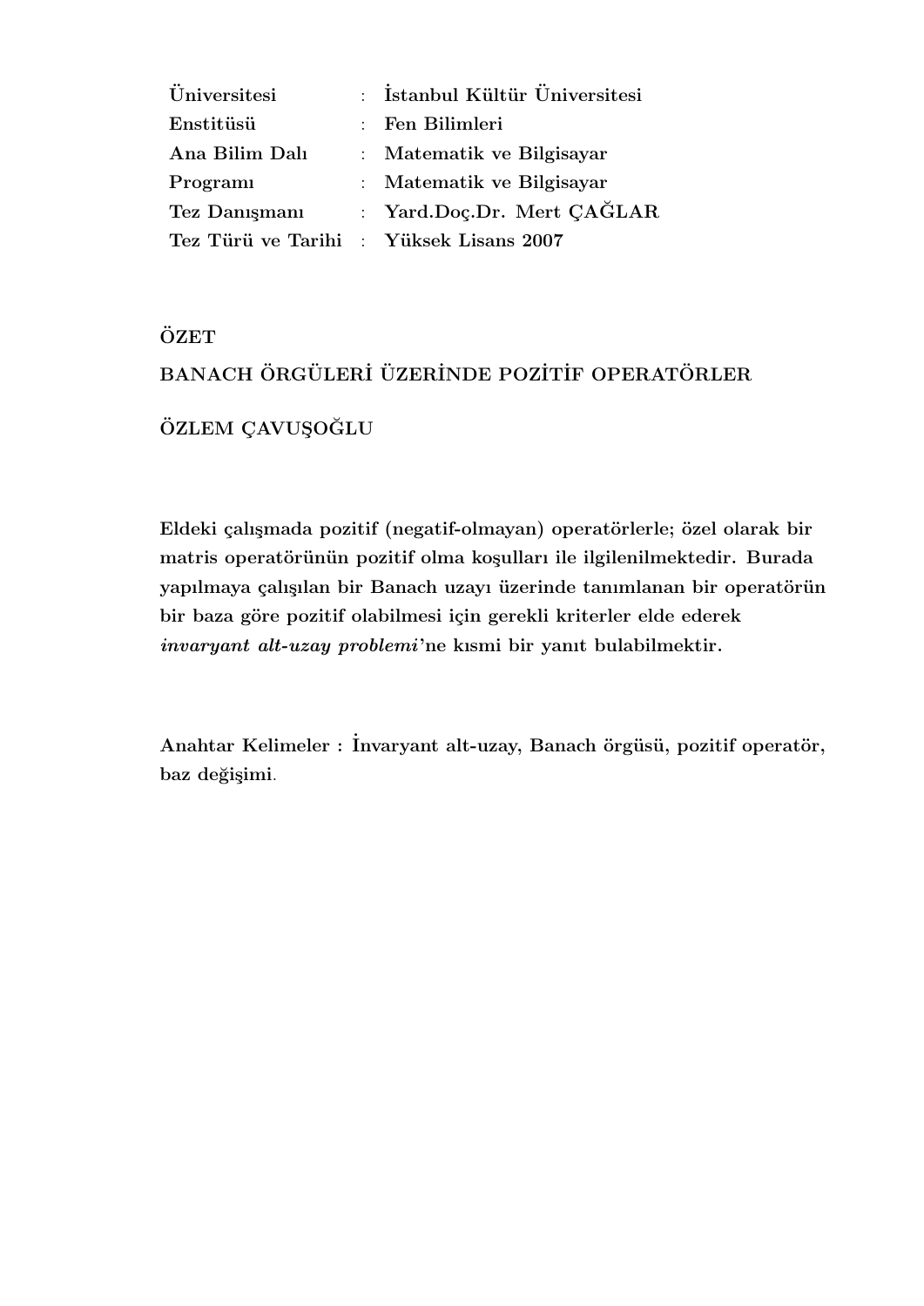| | | |
|---|---|---|
| **Üniversitesi** | : | **İstanbul Kültür Üniversitesi** |
| **Enstitüsü** | : | **Fen Bilimleri** |
| **Ana Bilim Dalı** | : | **Matematik ve Bilgisayar** |
| **Programı** | : | **Matematik ve Bilgisayar** |
| **Tez Danışmanı** | : | **Yard.Doç.Dr. Mert ÇAĞLAR** |
| **Tez Türü ve Tarihi** | : | **Yüksek Lisans 2007** |

## ÖZET

## BANACH ÖRGÜLERİ ÜZERİNDE POZİTİF OPERATÖRLER

**ÖZLEM ÇAVUŞOĞLU**

**Eldeki çalışmada pozitif (negatif-olmayan) operatörlerle; özel olarak bir matris operatörünün pozitif olma koşulları ile ilgilenilmektedir. Burada yapılmaya çalışılan bir Banach uzayı üzerinde tanımlanan bir operatörün bir baza göre pozitif olabilmesi için gerekli kriterler elde ederek *invaryant alt-uzay problemi*'ne kısmi bir yanıt bulabilmektir.**

**Anahtar Kelimeler : İnvaryant alt-uzay, Banach örgüsü, pozitif operatör, baz değişimi.**